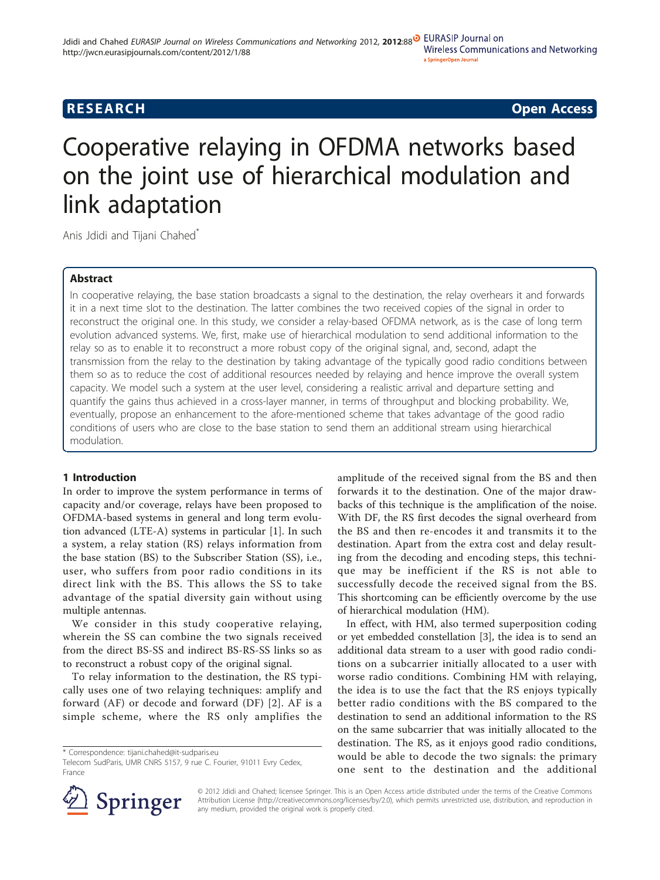RESEARCH Open Access

# Cooperative relaying in OFDMA networks based on the joint use of hierarchical modulation and link adaptation

Anis Jdidi and Tijani Chahed*

## Abstract

In cooperative relaying, the base station broadcasts a signal to the destination, the relay overhears it and forwards it in a next time slot to the destination. The latter combines the two received copies of the signal in order to reconstruct the original one. In this study, we consider a relay-based OFDMA network, as is the case of long term evolution advanced systems. We, first, make use of hierarchical modulation to send additional information to the relay so as to enable it to reconstruct a more robust copy of the original signal, and, second, adapt the transmission from the relay to the destination by taking advantage of the typically good radio conditions between them so as to reduce the cost of additional resources needed by relaying and hence improve the overall system capacity. We model such a system at the user level, considering a realistic arrival and departure setting and quantify the gains thus achieved in a cross-layer manner, in terms of throughput and blocking probability. We, eventually, propose an enhancement to the afore-mentioned scheme that takes advantage of the good radio conditions of users who are close to the base station to send them an additional stream using hierarchical modulation.

## 1 Introduction

In order to improve the system performance in terms of capacity and/or coverage, relays have been proposed to OFDMA-based systems in general and long term evolution advanced (LTE-A) systems in particular [1]. In such a system, a relay station (RS) relays information from the base station (BS) to the Subscriber Station (SS), i.e., user, who suffers from poor radio conditions in its direct link with the BS. This allows the SS to take advantage of the spatial diversity gain without using multiple antennas.

We consider in this study cooperative relaying, wherein the SS can combine the two signals received from the direct BS-SS and indirect BS-RS-SS links so as to reconstruct a robust copy of the original signal.

To relay information to the destination, the RS typically uses one of two relaying techniques: amplify and forward (AF) or decode and forward (DF) [2]. AF is a simple scheme, where the RS only amplifies the amplitude of the received signal from the BS and then forwards it to the destination. One of the major drawbacks of this technique is the amplification of the noise. With DF, the RS first decodes the signal overheard from the BS and then re-encodes it and transmits it to the destination. Apart from the extra cost and delay resulting from the decoding and encoding steps, this technique may be inefficient if the RS is not able to successfully decode the received signal from the BS. This shortcoming can be efficiently overcome by the use of hierarchical modulation (HM).

In effect, with HM, also termed superposition coding or yet embedded constellation [3], the idea is to send an additional data stream to a user with good radio conditions on a subcarrier initially allocated to a user with worse radio conditions. Combining HM with relaying, the idea is to use the fact that the RS enjoys typically better radio conditions with the BS compared to the destination to send an additional information to the RS on the same subcarrier that was initially allocated to the destination. The RS, as it enjoys good radio conditions, would be able to decode the two signals: the primary one sent to the destination and the additional

\* Correspondence: tijani.chahed@it-sudparis.eu
Telecom SudParis, UMR CNRS 5157, 9 rue C. Fourier, 91011 Evry Cedex, France

© 2012 Jdidi and Chahed; licensee Springer. This is an Open Access article distributed under the terms of the Creative Commons Attribution License (http://creativecommons.org/licenses/by/2.0), which permits unrestricted use, distribution, and reproduction in any medium, provided the original work is properly cited.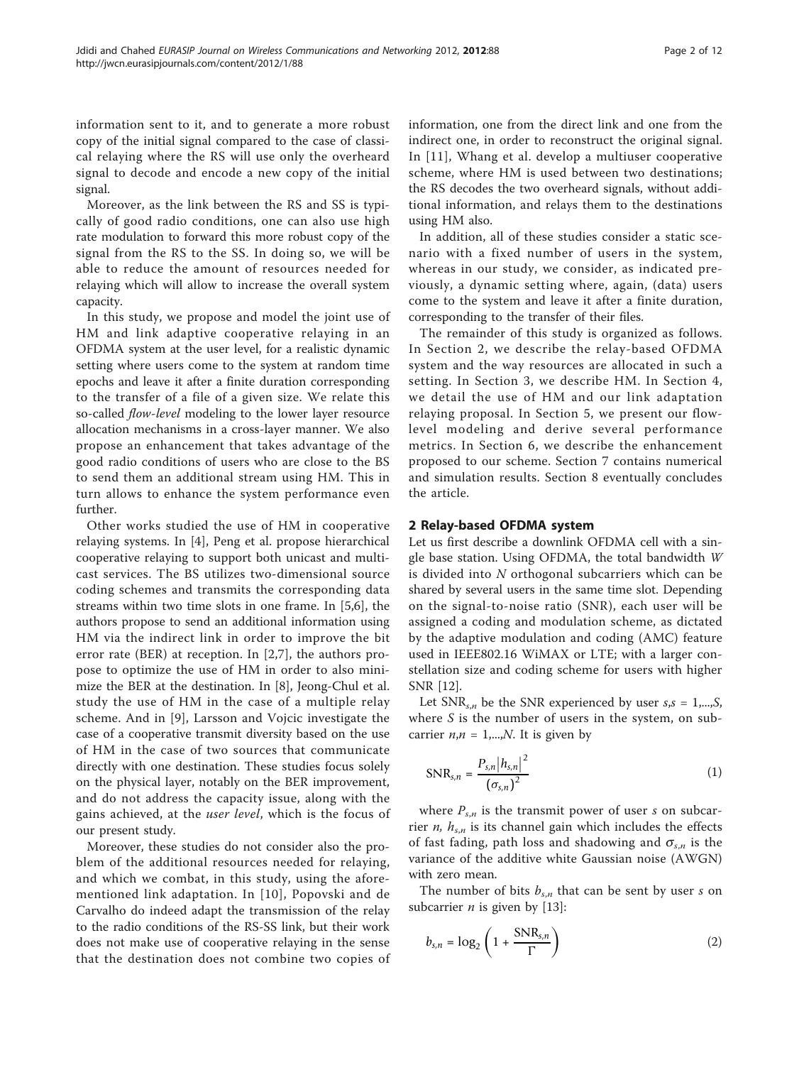information sent to it, and to generate a more robust copy of the initial signal compared to the case of classical relaying where the RS will use only the overheard signal to decode and encode a new copy of the initial signal.

Moreover, as the link between the RS and SS is typically of good radio conditions, one can also use high rate modulation to forward this more robust copy of the signal from the RS to the SS. In doing so, we will be able to reduce the amount of resources needed for relaying which will allow to increase the overall system capacity.

In this study, we propose and model the joint use of HM and link adaptive cooperative relaying in an OFDMA system at the user level, for a realistic dynamic setting where users come to the system at random time epochs and leave it after a finite duration corresponding to the transfer of a file of a given size. We relate this so-called *flow-level* modeling to the lower layer resource allocation mechanisms in a cross-layer manner. We also propose an enhancement that takes advantage of the good radio conditions of users who are close to the BS to send them an additional stream using HM. This in turn allows to enhance the system performance even further.

Other works studied the use of HM in cooperative relaying systems. In [4], Peng et al. propose hierarchical cooperative relaying to support both unicast and multicast services. The BS utilizes two-dimensional source coding schemes and transmits the corresponding data streams within two time slots in one frame. In [5,6], the authors propose to send an additional information using HM via the indirect link in order to improve the bit error rate (BER) at reception. In [2,7], the authors propose to optimize the use of HM in order to also minimize the BER at the destination. In [8], Jeong-Chul et al. study the use of HM in the case of a multiple relay scheme. And in [9], Larsson and Vojcic investigate the case of a cooperative transmit diversity based on the use of HM in the case of two sources that communicate directly with one destination. These studies focus solely on the physical layer, notably on the BER improvement, and do not address the capacity issue, along with the gains achieved, at the *user level*, which is the focus of our present study.

Moreover, these studies do not consider also the problem of the additional resources needed for relaying, and which we combat, in this study, using the aforementioned link adaptation. In [10], Popovski and de Carvalho do indeed adapt the transmission of the relay to the radio conditions of the RS-SS link, but their work does not make use of cooperative relaying in the sense that the destination does not combine two copies of information, one from the direct link and one from the indirect one, in order to reconstruct the original signal. In [11], Whang et al. develop a multiuser cooperative scheme, where HM is used between two destinations; the RS decodes the two overheard signals, without additional information, and relays them to the destinations using HM also.

In addition, all of these studies consider a static scenario with a fixed number of users in the system, whereas in our study, we consider, as indicated previously, a dynamic setting where, again, (data) users come to the system and leave it after a finite duration, corresponding to the transfer of their files.

The remainder of this study is organized as follows. In Section 2, we describe the relay-based OFDMA system and the way resources are allocated in such a setting. In Section 3, we describe HM. In Section 4, we detail the use of HM and our link adaptation relaying proposal. In Section 5, we present our flow-level modeling and derive several performance metrics. In Section 6, we describe the enhancement proposed to our scheme. Section 7 contains numerical and simulation results. Section 8 eventually concludes the article.

## 2 Relay-based OFDMA system

Let us first describe a downlink OFDMA cell with a single base station. Using OFDMA, the total bandwidth $W$ is divided into $N$ orthogonal subcarriers which can be shared by several users in the same time slot. Depending on the signal-to-noise ratio (SNR), each user will be assigned a coding and modulation scheme, as dictated by the adaptive modulation and coding (AMC) feature used in IEEE802.16 WiMAX or LTE; with a larger constellation size and coding scheme for users with higher SNR [12].

Let $\text{SNR}_{s,n}$ be the SNR experienced by user $s, s = 1,...,S$, where $S$ is the number of users in the system, on subcarrier $n, n = 1,...,N$. It is given by

$$\text{SNR}_{s,n} = \frac{P_{s,n}\left|h_{s,n}\right|^2}{\left(\sigma_{s,n}\right)^2} \tag{1}$$

where $P_{s,n}$ is the transmit power of user $s$ on subcarrier $n$, $h_{s,n}$ is its channel gain which includes the effects of fast fading, path loss and shadowing and $\sigma_{s,n}$ is the variance of the additive white Gaussian noise (AWGN) with zero mean.

The number of bits $b_{s,n}$ that can be sent by user $s$ on subcarrier $n$ is given by [13]:

$$b_{s,n} = \log_2\left(1 + \frac{\text{SNR}_{s,n}}{\Gamma}\right) \tag{2}$$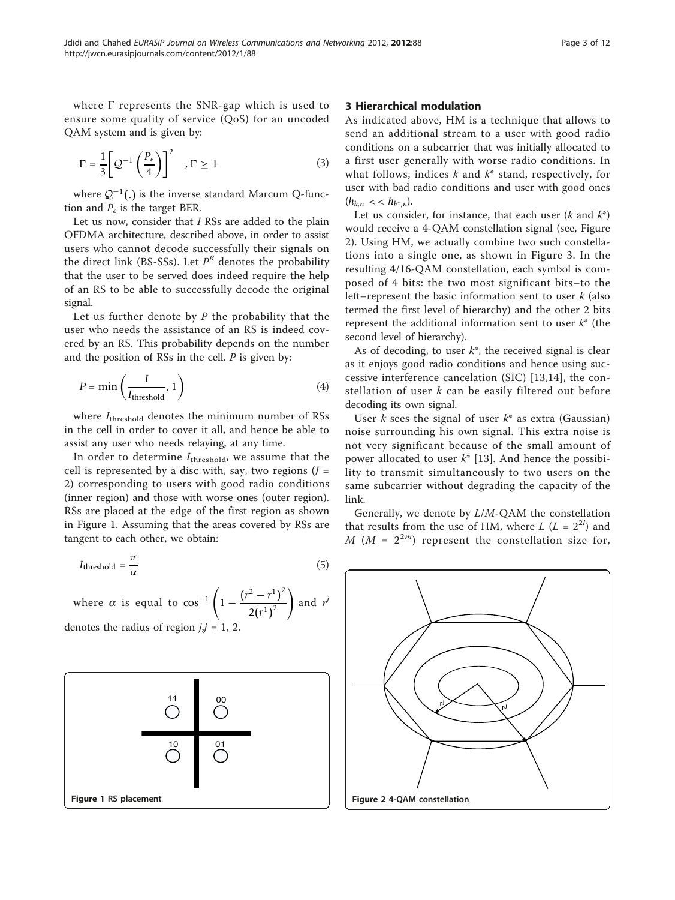where $\Gamma$ represents the SNR-gap which is used to ensure some quality of service (QoS) for an uncoded QAM system and is given by:

$$\Gamma = \frac{1}{3}\left[\mathcal{Q}^{-1}\left(\frac{P_e}{4}\right)\right]^2 \quad , \Gamma \geq 1 \tag{3}$$

where $\mathcal{Q}^{-1}(.)$ is the inverse standard Marcum Q-function and $P_e$ is the target BER.

Let us now, consider that $I$ RSs are added to the plain OFDMA architecture, described above, in order to assist users who cannot decode successfully their signals on the direct link (BS-SSs). Let $P^R$ denotes the probability that the user to be served does indeed require the help of an RS to be able to successfully decode the original signal.

Let us further denote by $P$ the probability that the user who needs the assistance of an RS is indeed covered by an RS. This probability depends on the number and the position of RSs in the cell. $P$ is given by:

$$P = \min\left(\frac{I}{I_{\text{threshold}}}, 1\right) \tag{4}$$

where $I_{\text{threshold}}$ denotes the minimum number of RSs in the cell in order to cover it all, and hence be able to assist any user who needs relaying, at any time.

In order to determine $I_{\text{threshold}}$, we assume that the cell is represented by a disc with, say, two regions ($J$ = 2) corresponding to users with good radio conditions (inner region) and those with worse ones (outer region). RSs are placed at the edge of the first region as shown in Figure 1. Assuming that the areas covered by RSs are tangent to each other, we obtain:

$$I_{\text{threshold}} = \frac{\pi}{\alpha} \tag{5}$$

where $\alpha$ is equal to $\cos^{-1}\left(1 - \frac{(r^2 - r^1)^2}{2(r^1)^2}\right)$ and $r^j$ denotes the radius of region $j, j$ = 1, 2.

Figure 1 RS placement.

## 3 Hierarchical modulation

As indicated above, HM is a technique that allows to send an additional stream to a user with good radio conditions on a subcarrier that was initially allocated to a first user generally with worse radio conditions. In what follows, indices $k$ and $k^*$ stand, respectively, for user with bad radio conditions and user with good ones ($h_{k,n} << h_{k^*,n}$).

Let us consider, for instance, that each user ($k$ and $k^*$) would receive a 4-QAM constellation signal (see, Figure 2). Using HM, we actually combine two such constellations into a single one, as shown in Figure 3. In the resulting 4/16-QAM constellation, each symbol is composed of 4 bits: the two most significant bits–to the left–represent the basic information sent to user $k$ (also termed the first level of hierarchy) and the other 2 bits represent the additional information sent to user $k^*$ (the second level of hierarchy).

As of decoding, to user $k^*$, the received signal is clear as it enjoys good radio conditions and hence using successive interference cancelation (SIC) [13,14], the constellation of user $k$ can be easily filtered out before decoding its own signal.

User $k$ sees the signal of user $k^*$ as extra (Gaussian) noise surrounding his own signal. This extra noise is not very significant because of the small amount of power allocated to user $k^*$ [13]. And hence the possibility to transmit simultaneously to two users on the same subcarrier without degrading the capacity of the link.

Generally, we denote by $L/M$-QAM the constellation that results from the use of HM, where $L$ ($L = 2^{2l}$) and $M$ ($M = 2^{2m}$) represent the constellation size for,

Figure 2 4-QAM constellation.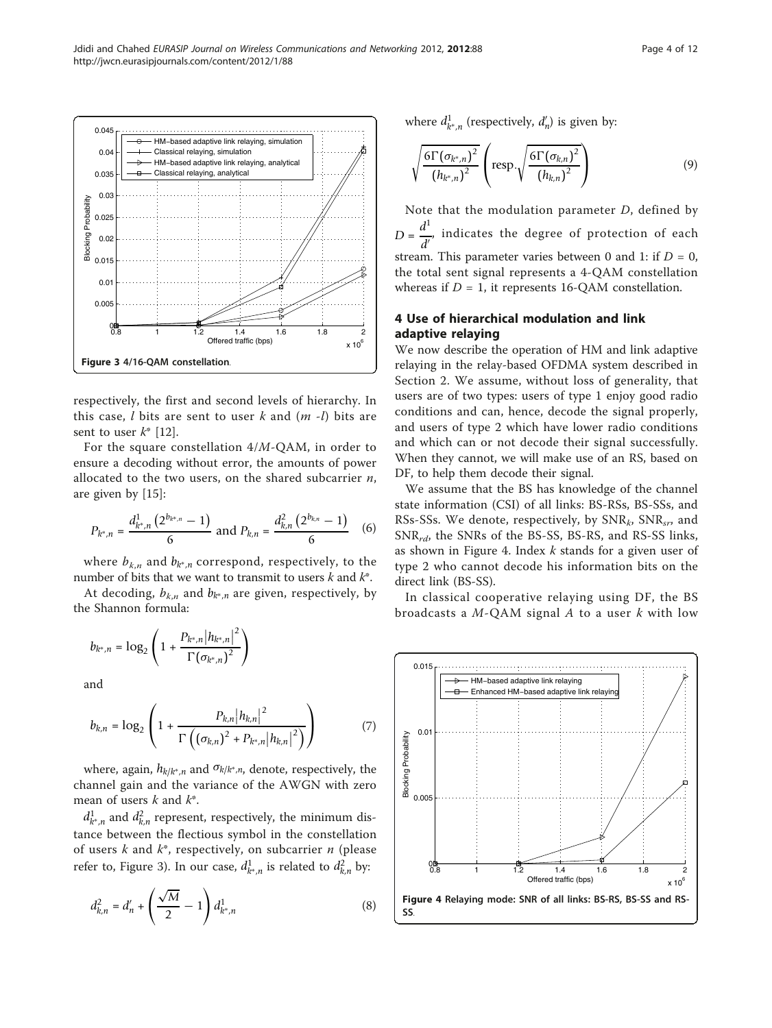respectively, the first and second levels of hierarchy. In this case, $l$ bits are sent to user $k$ and $(m - l)$ bits are sent to user $k^*$ [12].

For the square constellation 4/$M$-QAM, in order to ensure a decoding without error, the amounts of power allocated to the two users, on the shared subcarrier $n$, are given by [15]:

$$P_{k^*,n} = \frac{d^1_{k^*,n}\left(2^{b_{k^*,n}} - 1\right)}{6} \text{ and } P_{k,n} = \frac{d^2_{k,n}\left(2^{b_{k,n}} - 1\right)}{6} \quad (6)$$

where $b_{k,n}$ and $b_{k^*,n}$ correspond, respectively, to the number of bits that we want to transmit to users $k$ and $k^*$.

At decoding, $b_{k,n}$ and $b_{k^*,n}$ are given, respectively, by the Shannon formula:

$$b_{k^*,n} = \log_2\left(1 + \frac{P_{k^*,n}\left|h_{k^*,n}\right|^2}{\Gamma\left(\sigma_{k^*,n}\right)^2}\right)$$

and

$$b_{k,n} = \log_2\left(1 + \frac{P_{k,n}\left|h_{k,n}\right|^2}{\Gamma\left(\left(\sigma_{k,n}\right)^2 + P_{k^*,n}\left|h_{k,n}\right|^2\right)}\right) \quad (7)$$

where, again, $h_{k/k^*,n}$ and $\sigma_{k/k^*,n}$, denote, respectively, the channel gain and the variance of the AWGN with zero mean of users $k$ and $k^*$.

$d^1_{k^*,n}$ and $d^2_{k,n}$ represent, respectively, the minimum distance between the flectious symbol in the constellation of users $k$ and $k^*$, respectively, on subcarrier $n$ (please refer to, Figure 3). In our case, $d^1_{k^*,n}$ is related to $d^2_{k,n}$ by:

$$d^2_{k,n} = d'_n + \left(\frac{\sqrt{M}}{2} - 1\right) d^1_{k^*,n} \quad (8)$$

where $d^1_{k^*,n}$ (respectively, $d'_n$) is given by:

$$\sqrt{\frac{6\Gamma\left(\sigma_{k^*,n}\right)^2}{\left(h_{k^*,n}\right)^2}}\left(\text{resp.}\sqrt{\frac{6\Gamma\left(\sigma_{k,n}\right)^2}{\left(h_{k,n}\right)^2}}\right) \quad (9)$$

Note that the modulation parameter $D$, defined by $D = \frac{d^1}{d'}$, indicates the degree of protection of each stream. This parameter varies between 0 and 1: if $D = 0$, the total sent signal represents a 4-QAM constellation whereas if $D = 1$, it represents 16-QAM constellation.

**Figure 3 4/16-QAM constellation**.

## 4 Use of hierarchical modulation and link adaptive relaying

We now describe the operation of HM and link adaptive relaying in the relay-based OFDMA system described in Section 2. We assume, without loss of generality, that users are of two types: users of type 1 enjoy good radio conditions and can, hence, decode the signal properly, and users of type 2 which have lower radio conditions and which can or not decode their signal successfully. When they cannot, we will make use of an RS, based on DF, to help them decode their signal.

We assume that the BS has knowledge of the channel state information (CSI) of all links: BS-RSs, BS-SSs, and RSs-SSs. We denote, respectively, by $SNR_k$, $SNR_{sr}$, and $SNR_{rd}$, the SNRs of the BS-SS, BS-RS, and RS-SS links, as shown in Figure 4. Index $k$ stands for a given user of type 2 who cannot decode his information bits on the direct link (BS-SS).

In classical cooperative relaying using DF, the BS broadcasts a $M$-QAM signal $A$ to a user $k$ with low

**Figure 4 Relaying mode: SNR of all links: BS-RS, BS-SS and RS-SS**.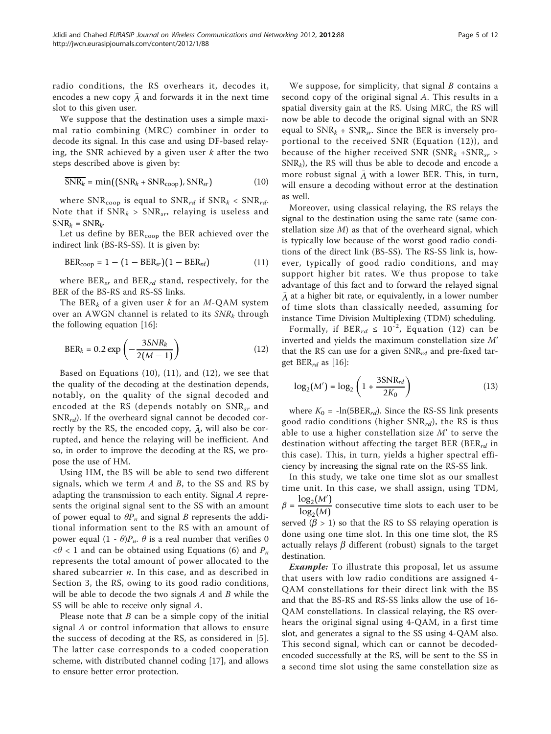radio conditions, the RS overhears it, decodes it, encodes a new copy $\bar{A}$ and forwards it in the next time slot to this given user.

We suppose that the destination uses a simple maximal ratio combining (MRC) combiner in order to decode its signal. In this case and using DF-based relaying, the SNR achieved by a given user $k$ after the two steps described above is given by:

$$\overline{\text{SNR}_k} = \min((\text{SNR}_k + \text{SNR}_{\text{coop}}), \text{SNR}_{sr}) \tag{10}$$

where $\text{SNR}_{\text{coop}}$ is equal to $\text{SNR}_{rd}$ if $\text{SNR}_k < \text{SNR}_{rd}$. Note that if $\text{SNR}_k > \text{SNR}_{sr}$, relaying is useless and $\overline{\text{SNR}_k} = \text{SNR}_k$.

Let us define by $\text{BER}_{\text{coop}}$ the BER achieved over the indirect link (BS-RS-SS). It is given by:

$$\text{BER}_{\text{coop}} = 1 - (1 - \text{BER}_{sr})(1 - \text{BER}_{rd}) \tag{11}$$

where $\text{BER}_{sr}$ and $\text{BER}_{rd}$ stand, respectively, for the BER of the BS-RS and RS-SS links.

The $\text{BER}_k$ of a given user $k$ for an $M$-QAM system over an AWGN channel is related to its $SNR_k$ through the following equation [16]:

$$\text{BER}_k = 0.2 \exp\left(-\frac{3SNR_k}{2(M-1)}\right) \tag{12}$$

Based on Equations (10), (11), and (12), we see that the quality of the decoding at the destination depends, notably, on the quality of the signal decoded and encoded at the RS (depends notably on $\text{SNR}_{sr}$ and $\text{SNR}_{rd}$). If the overheard signal cannot be decoded correctly by the RS, the encoded copy, $\bar{A}$, will also be corrupted, and hence the relaying will be inefficient. And so, in order to improve the decoding at the RS, we propose the use of HM.

Using HM, the BS will be able to send two different signals, which we term $A$ and $B$, to the SS and RS by adapting the transmission to each entity. Signal $A$ represents the original signal sent to the SS with an amount of power equal to $\theta P_n$ and signal $B$ represents the additional information sent to the RS with an amount of power equal $(1 - \theta)P_n$. $\theta$ is a real number that verifies $0 < \theta < 1$ and can be obtained using Equations (6) and $P_n$ represents the total amount of power allocated to the shared subcarrier $n$. In this case, and as described in Section 3, the RS, owing to its good radio conditions, will be able to decode the two signals $A$ and $B$ while the SS will be able to receive only signal $A$.

Please note that $B$ can be a simple copy of the initial signal $A$ or control information that allows to ensure the success of decoding at the RS, as considered in [5]. The latter case corresponds to a coded cooperation scheme, with distributed channel coding [17], and allows to ensure better error protection.

We suppose, for simplicity, that signal $B$ contains a second copy of the original signal $A$. This results in a spatial diversity gain at the RS. Using MRC, the RS will now be able to decode the original signal with an SNR equal to $\text{SNR}_k + \text{SNR}_{sr}$. Since the BER is inversely proportional to the received SNR (Equation (12)), and because of the higher received SNR ($\text{SNR}_k + \text{SNR}_{sr} > \text{SNR}_k$), the RS will thus be able to decode and encode a more robust signal $\bar{A}$ with a lower BER. This, in turn, will ensure a decoding without error at the destination as well.

Moreover, using classical relaying, the RS relays the signal to the destination using the same rate (same constellation size $M$) as that of the overheard signal, which is typically low because of the worst good radio conditions of the direct link (BS-SS). The RS-SS link is, however, typically of good radio conditions, and may support higher bit rates. We thus propose to take advantage of this fact and to forward the relayed signal $\bar{A}$ at a higher bit rate, or equivalently, in a lower number of time slots than classically needed, assuming for instance Time Division Multiplexing (TDM) scheduling.

Formally, if $\text{BER}_{rd} \leq 10^{-2}$, Equation (12) can be inverted and yields the maximum constellation size $M'$ that the RS can use for a given $\text{SNR}_{rd}$ and pre-fixed target $\text{BER}_{rd}$ as [16]:

$$\log_2(M') = \log_2\left(1 + \frac{3\text{SNR}_{rd}}{2K_0}\right) \tag{13}$$

where $K_0 = -\ln(5\text{BER}_{rd})$. Since the RS-SS link presents good radio conditions (higher $\text{SNR}_{rd}$), the RS is thus able to use a higher constellation size $M'$ to serve the destination without affecting the target BER ($\text{BER}_{rd}$ in this case). This, in turn, yields a higher spectral efficiency by increasing the signal rate on the RS-SS link.

In this study, we take one time slot as our smallest time unit. In this case, we shall assign, using TDM, $\beta = \frac{\log_2(M')}{\log_2(M)}$ consecutive time slots to each user to be served ($\beta > 1$) so that the RS to SS relaying operation is done using one time slot. In this one time slot, the RS actually relays $\beta$ different (robust) signals to the target destination.

***Example:*** To illustrate this proposal, let us assume that users with low radio conditions are assigned 4-QAM constellations for their direct link with the BS and that the BS-RS and RS-SS links allow the use of 16-QAM constellations. In classical relaying, the RS overhears the original signal using 4-QAM, in a first time slot, and generates a signal to the SS using 4-QAM also. This second signal, which can or cannot be decoded-encoded successfully at the RS, will be sent to the SS in a second time slot using the same constellation size as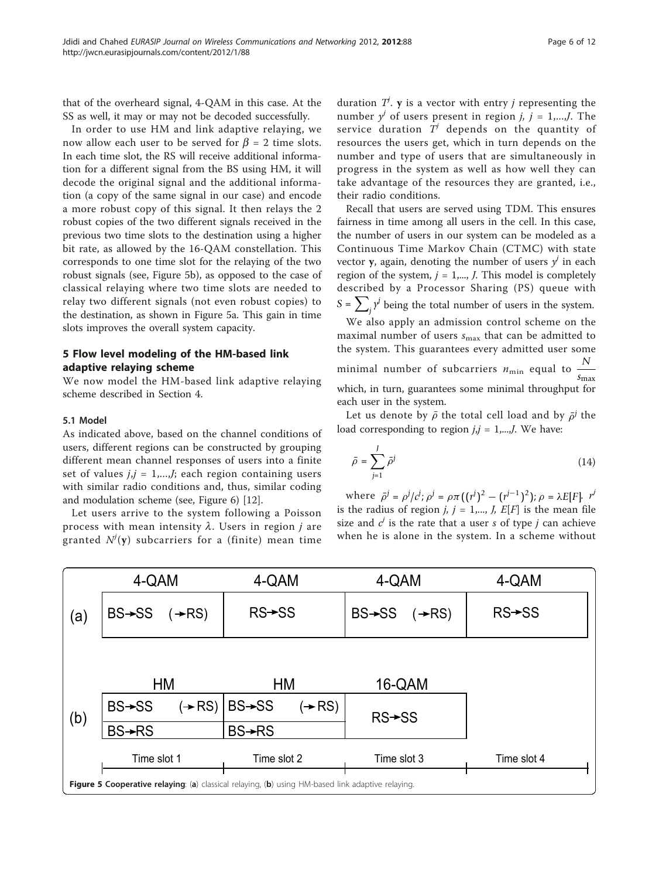that of the overheard signal, 4-QAM in this case. At the SS as well, it may or may not be decoded successfully.

In order to use HM and link adaptive relaying, we now allow each user to be served for $\beta = 2$ time slots. In each time slot, the RS will receive additional information for a different signal from the BS using HM, it will decode the original signal and the additional information (a copy of the same signal in our case) and encode a more robust copy of this signal. It then relays the 2 robust copies of the two different signals received in the previous two time slots to the destination using a higher bit rate, as allowed by the 16-QAM constellation. This corresponds to one time slot for the relaying of the two robust signals (see, Figure 5b), as opposed to the case of classical relaying where two time slots are needed to relay two different signals (not even robust copies) to the destination, as shown in Figure 5a. This gain in time slots improves the overall system capacity.

## 5 Flow level modeling of the HM-based link adaptive relaying scheme

We now model the HM-based link adaptive relaying scheme described in Section 4.

### 5.1 Model

As indicated above, based on the channel conditions of users, different regions can be constructed by grouping different mean channel responses of users into a finite set of values $j, j = 1, \ldots, J$; each region containing users with similar radio conditions and, thus, similar coding and modulation scheme (see, Figure 6) [12].

Let users arrive to the system following a Poisson process with mean intensity $\lambda$. Users in region $j$ are granted $N^j(\mathbf{y})$ subcarriers for a (finite) mean time duration $T^j$. $\mathbf{y}$ is a vector with entry $j$ representing the number $y^j$ of users present in region $j$, $j = 1, \ldots, J$. The service duration $T^j$ depends on the quantity of resources the users get, which in turn depends on the number and type of users that are simultaneously in progress in the system as well as how well they can take advantage of the resources they are granted, i.e., their radio conditions.

Recall that users are served using TDM. This ensures fairness in time among all users in the cell. In this case, the number of users in our system can be modeled as a Continuous Time Markov Chain (CTMC) with state vector $\mathbf{y}$, again, denoting the number of users $y^j$ in each region of the system, $j = 1, \ldots, J$. This model is completely described by a Processor Sharing (PS) queue with $S = \sum_j y^j$ being the total number of users in the system.

We also apply an admission control scheme on the maximal number of users $s_{\max}$ that can be admitted to the system. This guarantees every admitted user some minimal number of subcarriers $n_{\min}$ equal to $\frac{N}{s_{\max}}$ which, in turn, guarantees some minimal throughput for each user in the system.

Let us denote by $\bar{\rho}$ the total cell load and by $\bar{\rho}^j$ the load corresponding to region $j, j = 1, \ldots, J$. We have:

$$\bar{\rho} = \sum_{j=1}^{J} \bar{\rho}^j \tag{14}$$

where $\bar{\rho}^j = \rho^j / c^j$; $\rho^j = \rho\pi\left((r^j)^2 - (r^{j-1})^2\right)$; $\rho = \lambda E[F]$. $r^j$ is the radius of region $j$, $j = 1, \ldots, J$, $E[F]$ is the mean file size and $c^j$ is the rate that a user $s$ of type $j$ can achieve when he is alone in the system. In a scheme without

| | Time slot 1 | Time slot 2 | Time slot 3 | Time slot 4 |
|---|---|---|---|---|
| (a) | 4-QAM: BS→SS (→RS) | 4-QAM: RS→SS | 4-QAM: BS→SS (→RS) | 4-QAM: RS→SS |
| (b) | HM: BS→SS (→RS); BS→RS | HM: BS→SS (→RS); BS→RS | 16-QAM: RS→SS | |

**Figure 5 Cooperative relaying**: (**a**) classical relaying, (**b**) using HM-based link adaptive relaying.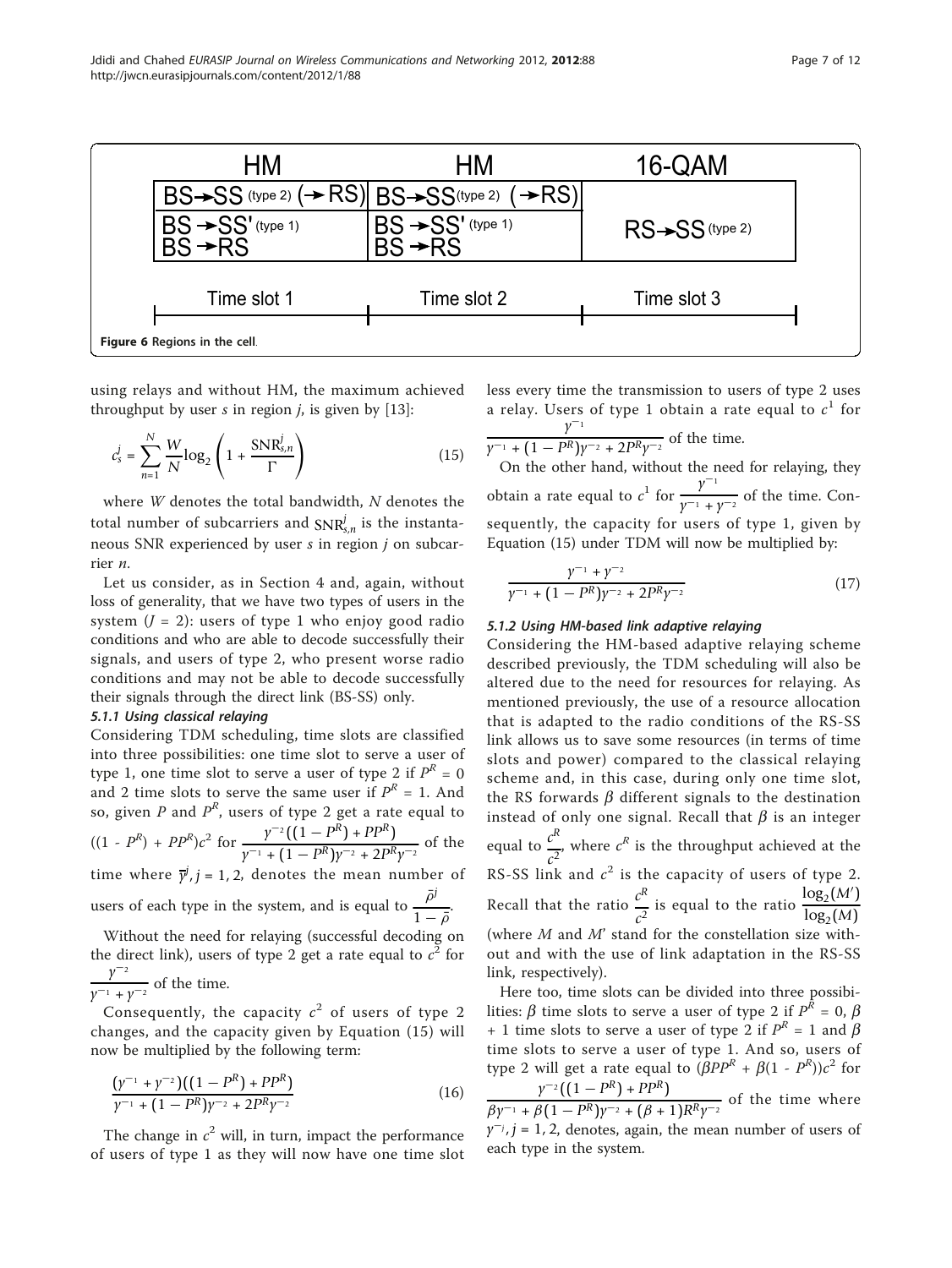| HM | HM | 16-QAM |
|---|---|---|
| BS→SS (type 2) (→RS) | BS→SS(type 2) (→RS) | |
| BS→SS' (type 1) BS→RS | BS→SS' (type 1) BS→RS | RS→SS (type 2) |
| Time slot 1 | Time slot 2 | Time slot 3 |

Figure 6 Regions in the cell.

using relays and without HM, the maximum achieved throughput by user $s$ in region $j$, is given by [13]:

$$c_s^j = \sum_{n=1}^{N} \frac{W}{N} \log_2 \left( 1 + \frac{\mathrm{SNR}_{s,n}^j}{\Gamma} \right) \tag{15}$$

where $W$ denotes the total bandwidth, $N$ denotes the total number of subcarriers and $\mathrm{SNR}_{s,n}^j$ is the instantaneous SNR experienced by user $s$ in region $j$ on subcarrier $n$.

Let us consider, as in Section 4 and, again, without loss of generality, that we have two types of users in the system ($J = 2$): users of type 1 who enjoy good radio conditions and who are able to decode successfully their signals, and users of type 2, who present worse radio conditions and may not be able to decode successfully their signals through the direct link (BS-SS) only.

### 5.1.1 Using classical relaying

Considering TDM scheduling, time slots are classified into three possibilities: one time slot to serve a user of type 1, one time slot to serve a user of type 2 if $P^R = 0$ and 2 time slots to serve the same user if $P^R = 1$. And so, given $P$ and $P^R$, users of type 2 get a rate equal to $((1 - P^R) + PP^R)c^2$ for $\frac{\gamma^{-2}((1-P^R)+PP^R)}{\gamma^{-1}+(1-P^R)\gamma^{-2}+2P^R\gamma^{-2}}$ of the time where $\bar{\gamma}^j, j = 1, 2$, denotes the mean number of users of each type in the system, and is equal to $\frac{\bar{\rho}^j}{1-\bar{\rho}}$.

Without the need for relaying (successful decoding on the direct link), users of type 2 get a rate equal to $c^2$ for $\frac{\gamma^{-2}}{\gamma^{-1}+\gamma^{-2}}$ of the time.

Consequently, the capacity $c^2$ of users of type 2 changes, and the capacity given by Equation (15) will now be multiplied by the following term:

$$\frac{(\gamma^{-1}+\gamma^{-2})((1-P^R)+PP^R)}{\gamma^{-1}+(1-P^R)\gamma^{-2}+2P^R\gamma^{-2}} \tag{16}$$

The change in $c^2$ will, in turn, impact the performance of users of type 1 as they will now have one time slot less every time the transmission to users of type 2 uses a relay. Users of type 1 obtain a rate equal to $c^1$ for $\frac{\gamma^{-1}}{\gamma^{-1}+(1-P^R)\gamma^{-2}+2P^R\gamma^{-2}}$ of the time.

On the other hand, without the need for relaying, they obtain a rate equal to $c^1$ for $\frac{\gamma^{-1}}{\gamma^{-1}+\gamma^{-2}}$ of the time. Consequently, the capacity for users of type 1, given by Equation (15) under TDM will now be multiplied by:

$$\frac{\gamma^{-1}+\gamma^{-2}}{\gamma^{-1}+(1-P^R)\gamma^{-2}+2P^R\gamma^{-2}} \tag{17}$$

### 5.1.2 Using HM-based link adaptive relaying

Considering the HM-based adaptive relaying scheme described previously, the TDM scheduling will also be altered due to the need for resources for relaying. As mentioned previously, the use of a resource allocation that is adapted to the radio conditions of the RS-SS link allows us to save some resources (in terms of time slots and power) compared to the classical relaying scheme and, in this case, during only one time slot, the RS forwards $\beta$ different signals to the destination instead of only one signal. Recall that $\beta$ is an integer equal to $\frac{c^R}{c^2}$, where $c^R$ is the throughput achieved at the RS-SS link and $c^2$ is the capacity of users of type 2. Recall that the ratio $\frac{c^R}{c^2}$ is equal to the ratio $\frac{\log_2(M')}{\log_2(M)}$ (where $M$ and $M'$ stand for the constellation size without and with the use of link adaptation in the RS-SS link, respectively).

Here too, time slots can be divided into three possibilities: $\beta$ time slots to serve a user of type 2 if $P^R = 0$, $\beta + 1$ time slots to serve a user of type 2 if $P^R = 1$ and $\beta$ time slots to serve a user of type 1. And so, users of type 2 will get a rate equal to $(\beta PP^R + \beta(1 - P^R))c^2$ for $\frac{\gamma^{-2}((1-P^R)+PP^R)}{\beta\gamma^{-1}+\beta(1-P^R)\gamma^{-2}+(\beta+1)R^R\gamma^{-2}}$ of the time where $\gamma^{-j}, j = 1, 2$, denotes, again, the mean number of users of each type in the system.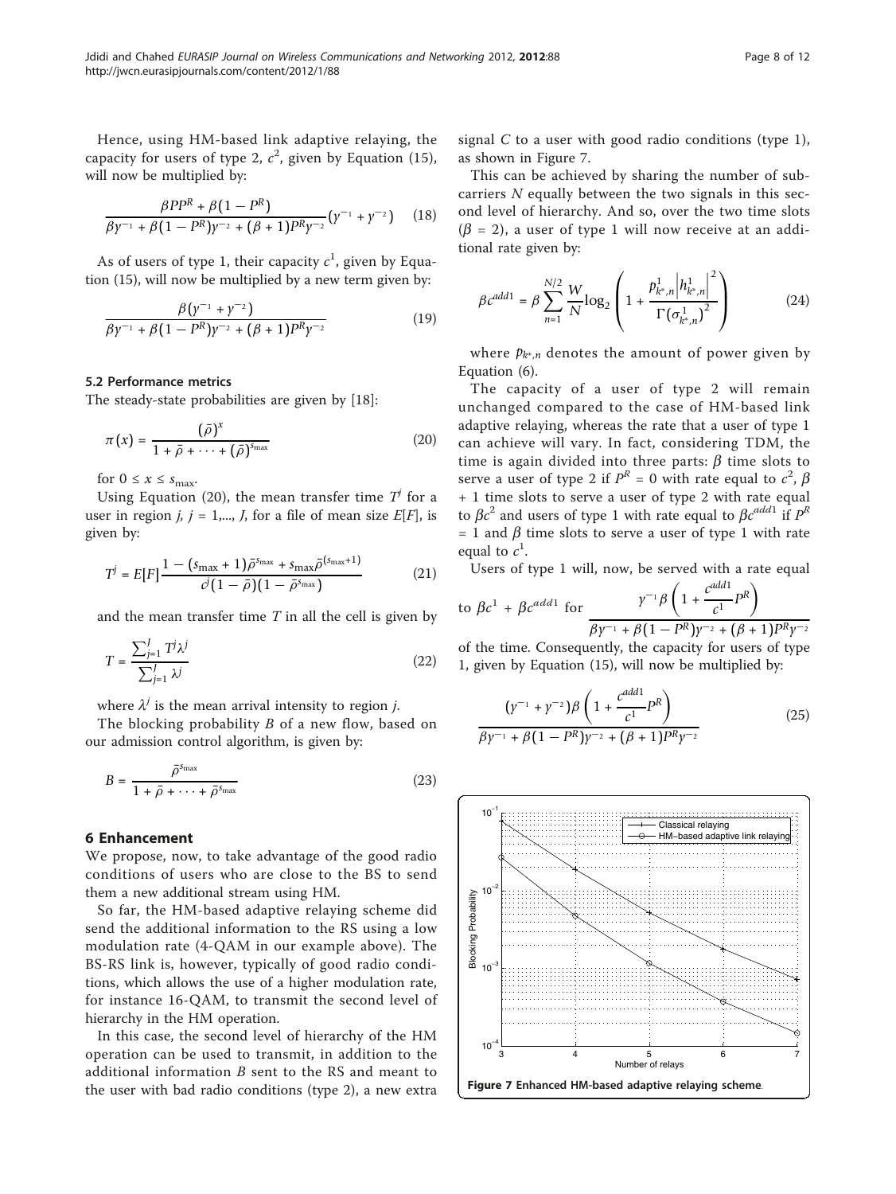Hence, using HM-based link adaptive relaying, the capacity for users of type 2, $c^2$, given by Equation (15), will now be multiplied by:

$$\frac{\beta P P^R + \beta(1 - P^R)}{\beta\gamma^{-1} + \beta(1 - P^R)\gamma^{-2} + (\beta + 1)P^R\gamma^{-2}}(\gamma^{-1} + \gamma^{-2}) \quad (18)$$

As of users of type 1, their capacity $c^1$, given by Equation (15), will now be multiplied by a new term given by:

$$\frac{\beta(\gamma^{-1} + \gamma^{-2})}{\beta\gamma^{-1} + \beta(1 - P^R)\gamma^{-2} + (\beta + 1)P^R\gamma^{-2}} \quad (19)$$

### 5.2 Performance metrics

The steady-state probabilities are given by [18]:

$$\pi(x) = \frac{(\bar{\rho})^x}{1 + \bar{\rho} + \cdots + (\bar{\rho})^{s_{\max}}} \quad (20)$$

for $0 \leq x \leq s_{\max}$.

Using Equation (20), the mean transfer time $T^j$ for a user in region $j$, $j = 1,..., J$, for a file of mean size $E[F]$, is given by:

$$T^j = E[F]\frac{1 - (s_{\max} + 1)\bar{\rho}^{s_{\max}} + s_{\max}\bar{\rho}^{(s_{\max}+1)}}{c^j(1 - \bar{\rho})(1 - \bar{\rho}^{s_{\max}})} \quad (21)$$

and the mean transfer time $T$ in all the cell is given by

$$T = \frac{\sum_{j=1}^{J} T^j \lambda^j}{\sum_{j=1}^{J} \lambda^j} \quad (22)$$

where $\lambda^j$ is the mean arrival intensity to region $j$.

The blocking probability $B$ of a new flow, based on our admission control algorithm, is given by:

$$B = \frac{\bar{\rho}^{s_{\max}}}{1 + \bar{\rho} + \cdots + \bar{\rho}^{s_{\max}}} \quad (23)$$

## 6 Enhancement

We propose, now, to take advantage of the good radio conditions of users who are close to the BS to send them a new additional stream using HM.

So far, the HM-based adaptive relaying scheme did send the additional information to the RS using a low modulation rate (4-QAM in our example above). The BS-RS link is, however, typically of good radio conditions, which allows the use of a higher modulation rate, for instance 16-QAM, to transmit the second level of hierarchy in the HM operation.

In this case, the second level of hierarchy of the HM operation can be used to transmit, in addition to the additional information $B$ sent to the RS and meant to the user with bad radio conditions (type 2), a new extra signal $C$ to a user with good radio conditions (type 1), as shown in Figure 7.

This can be achieved by sharing the number of subcarriers $N$ equally between the two signals in this second level of hierarchy. And so, over the two time slots ($\beta = 2$), a user of type 1 will now receive at an additional rate given by:

$$\beta c^{add1} = \beta \sum_{n=1}^{N/2} \frac{W}{N} \log_2 \left(1 + \frac{p^1_{k^*,n}\left|h^1_{k^*,n}\right|^2}{\Gamma(\sigma^1_{k^*,n})^2}\right) \quad (24)$$

where $p_{k^*,n}$ denotes the amount of power given by Equation (6).

The capacity of a user of type 2 will remain unchanged compared to the case of HM-based link adaptive relaying, whereas the rate that a user of type 1 can achieve will vary. In fact, considering TDM, the time is again divided into three parts: $\beta$ time slots to serve a user of type 2 if $P^R = 0$ with rate equal to $c^2$, $\beta + 1$ time slots to serve a user of type 2 with rate equal to $\beta c^2$ and users of type 1 with rate equal to $\beta c^{add1}$ if $P^R = 1$ and $\beta$ time slots to serve a user of type 1 with rate equal to $c^1$.

Users of type 1 will, now, be served with a rate equal to $\beta c^1 + \beta c^{add1}$ for $\dfrac{\gamma^{-1}\beta\left(1 + \frac{c^{add1}}{c^1}P^R\right)}{\beta\gamma^{-1} + \beta(1 - P^R)\gamma^{-2} + (\beta + 1)P^R\gamma^{-2}}$ of the time. Consequently, the capacity for users of type 1, given by Equation (15), will now be multiplied by:

$$\frac{(\gamma^{-1} + \gamma^{-2})\beta\left(1 + \frac{c^{add1}}{c^1}P^R\right)}{\beta\gamma^{-1} + \beta(1 - P^R)\gamma^{-2} + (\beta + 1)P^R\gamma^{-2}} \quad (25)$$

**Figure 7 Enhanced HM-based adaptive relaying scheme.**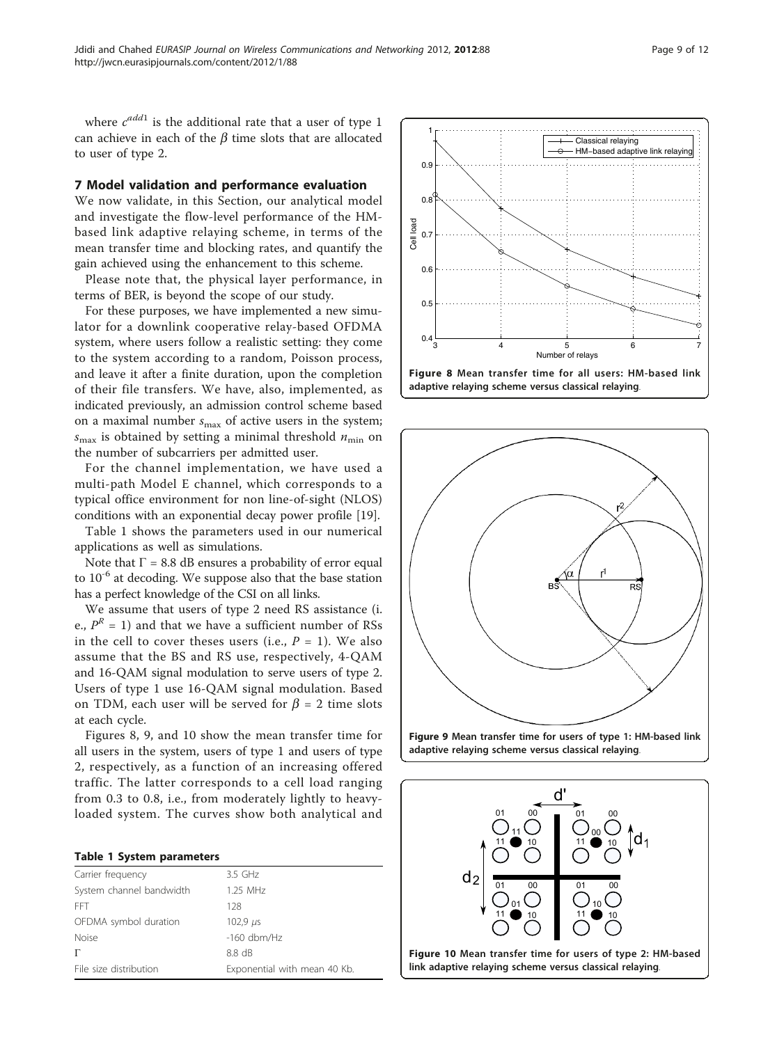where $c^{add1}$ is the additional rate that a user of type 1 can achieve in each of the $\beta$ time slots that are allocated to user of type 2.

## 7 Model validation and performance evaluation

We now validate, in this Section, our analytical model and investigate the flow-level performance of the HM-based link adaptive relaying scheme, in terms of the mean transfer time and blocking rates, and quantify the gain achieved using the enhancement to this scheme.

Please note that, the physical layer performance, in terms of BER, is beyond the scope of our study.

For these purposes, we have implemented a new simulator for a downlink cooperative relay-based OFDMA system, where users follow a realistic setting: they come to the system according to a random, Poisson process, and leave it after a finite duration, upon the completion of their file transfers. We have, also, implemented, as indicated previously, an admission control scheme based on a maximal number $s_{\max}$ of active users in the system; $s_{\max}$ is obtained by setting a minimal threshold $n_{\min}$ on the number of subcarriers per admitted user.

For the channel implementation, we have used a multi-path Model E channel, which corresponds to a typical office environment for non line-of-sight (NLOS) conditions with an exponential decay power profile [19].

Table 1 shows the parameters used in our numerical applications as well as simulations.

Note that $\Gamma$ = 8.8 dB ensures a probability of error equal to $10^{-6}$ at decoding. We suppose also that the base station has a perfect knowledge of the CSI on all links.

We assume that users of type 2 need RS assistance (i. e., $P^R = 1$) and that we have a sufficient number of RSs in the cell to cover theses users (i.e., $P = 1$). We also assume that the BS and RS use, respectively, 4-QAM and 16-QAM signal modulation to serve users of type 2. Users of type 1 use 16-QAM signal modulation. Based on TDM, each user will be served for $\beta = 2$ time slots at each cycle.

Figures 8, 9, and 10 show the mean transfer time for all users in the system, users of type 1 and users of type 2, respectively, as a function of an increasing offered traffic. The latter corresponds to a cell load ranging from 0.3 to 0.8, i.e., from moderately lightly to heavy-loaded system. The curves show both analytical and

**Table 1 System parameters**

| | |
|---|---|
| Carrier frequency | 3.5 GHz |
| System channel bandwidth | 1.25 MHz |
| FFT | 128 |
| OFDMA symbol duration | 102,9 $\mu s$ |
| Noise | -160 dbm/Hz |
| $\Gamma$ | 8.8 dB |
| File size distribution | Exponential with mean 40 Kb. |

**Figure 8 Mean transfer time for all users: HM-based link adaptive relaying scheme versus classical relaying.**

**Figure 9 Mean transfer time for users of type 1: HM-based link adaptive relaying scheme versus classical relaying.**

**Figure 10 Mean transfer time for users of type 2: HM-based link adaptive relaying scheme versus classical relaying.**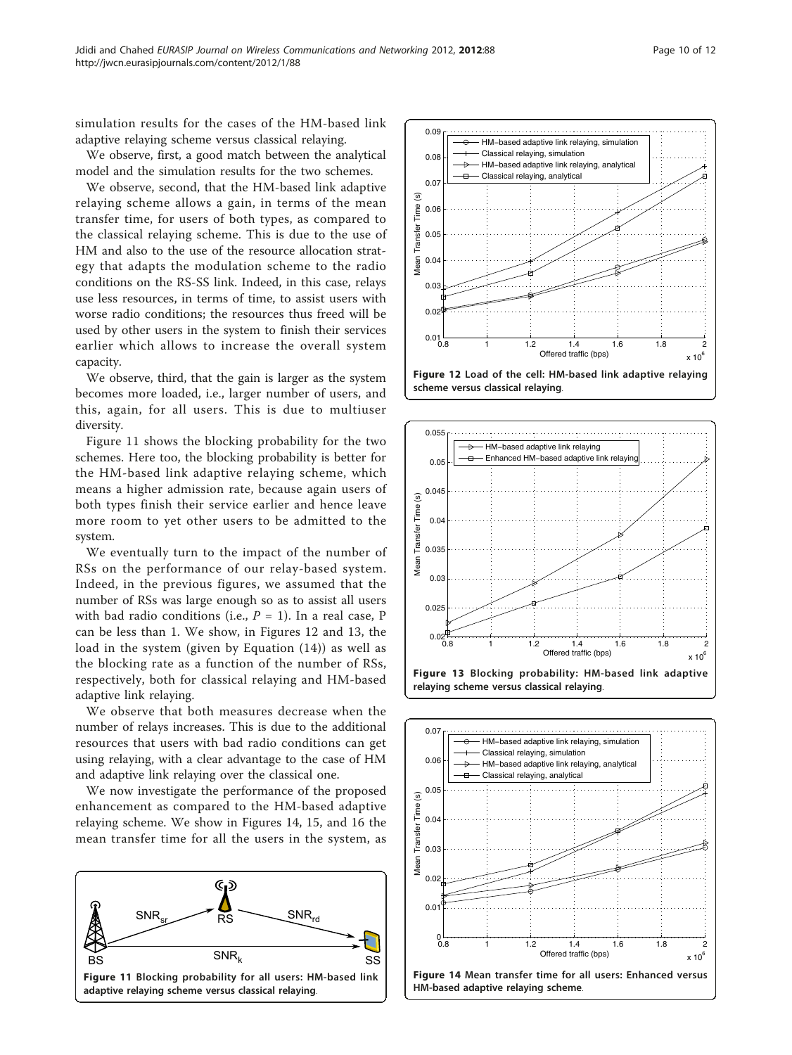simulation results for the cases of the HM-based link adaptive relaying scheme versus classical relaying.

We observe, first, a good match between the analytical model and the simulation results for the two schemes.

We observe, second, that the HM-based link adaptive relaying scheme allows a gain, in terms of the mean transfer time, for users of both types, as compared to the classical relaying scheme. This is due to the use of HM and also to the use of the resource allocation strategy that adapts the modulation scheme to the radio conditions on the RS-SS link. Indeed, in this case, relays use less resources, in terms of time, to assist users with worse radio conditions; the resources thus freed will be used by other users in the system to finish their services earlier which allows to increase the overall system capacity.

We observe, third, that the gain is larger as the system becomes more loaded, i.e., larger number of users, and this, again, for all users. This is due to multiuser diversity.

Figure 11 shows the blocking probability for the two schemes. Here too, the blocking probability is better for the HM-based link adaptive relaying scheme, which means a higher admission rate, because again users of both types finish their service earlier and hence leave more room to yet other users to be admitted to the system.

We eventually turn to the impact of the number of RSs on the performance of our relay-based system. Indeed, in the previous figures, we assumed that the number of RSs was large enough so as to assist all users with bad radio conditions (i.e., $P = 1$). In a real case, P can be less than 1. We show, in Figures 12 and 13, the load in the system (given by Equation (14)) as well as the blocking rate as a function of the number of RSs, respectively, both for classical relaying and HM-based adaptive link relaying.

We observe that both measures decrease when the number of relays increases. This is due to the additional resources that users with bad radio conditions can get using relaying, with a clear advantage to the case of HM and adaptive link relaying over the classical one.

We now investigate the performance of the proposed enhancement as compared to the HM-based adaptive relaying scheme. We show in Figures 14, 15, and 16 the mean transfer time for all the users in the system, as

SNR_sr
RS
SNR_rd
BS
SNR_k
SS

Figure 11 Blocking probability for all users: HM-based link adaptive relaying scheme versus classical relaying.

HM-based adaptive link relaying, simulation
Classical relaying, simulation
HM-based adaptive link relaying, analytical
Classical relaying, analytical
Mean Transfer Time (s)
0.09
0.08
0.07
0.06
0.05
0.04
0.03
0.02
0.01
0.8
1
1.2
1.4
1.6
1.8
2
Offered traffic (bps)
x 10^6

Figure 12 Load of the cell: HM-based link adaptive relaying scheme versus classical relaying.

HM-based adaptive link relaying
Enhanced HM-based adaptive link relaying
Mean Transfer Time (s)
0.055
0.05
0.045
0.04
0.035
0.03
0.025
0.02
0.8
1
1.2
1.4
1.6
1.8
2
Offered traffic (bps)
x 10^6

Figure 13 Blocking probability: HM-based link adaptive relaying scheme versus classical relaying.

HM-based adaptive link relaying, simulation
Classical relaying, simulation
HM-based adaptive link relaying, analytical
Classical relaying, analytical
Mean Transfer Time (s)
0.07
0.06
0.05
0.04
0.03
0.02
0.01
0
0.8
1
1.2
1.4
1.6
1.8
2
Offered traffic (bps)
x 10^6

Figure 14 Mean transfer time for all users: Enhanced versus HM-based adaptive relaying scheme.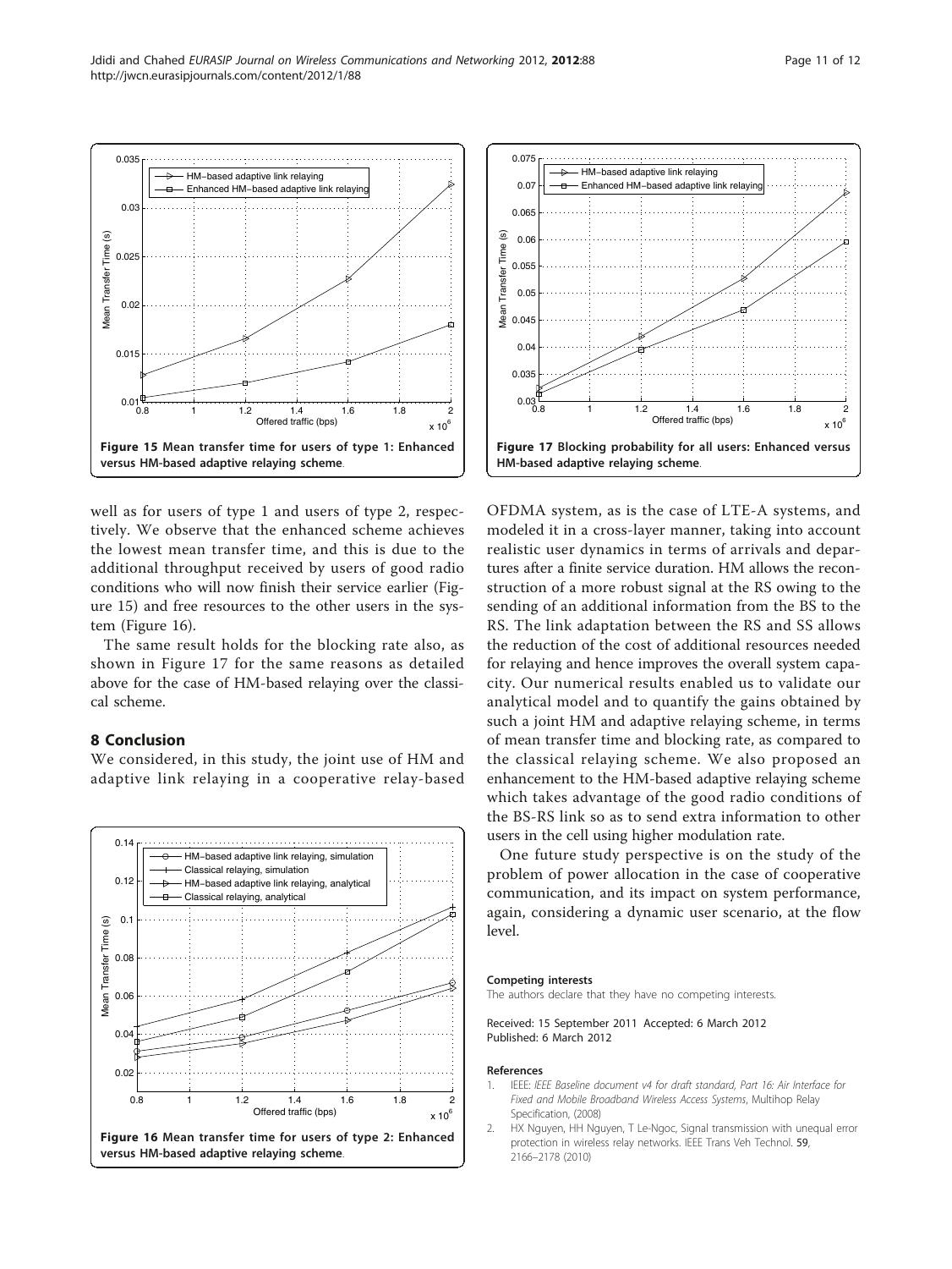Figure 15 Mean transfer time for users of type 1: Enhanced versus HM-based adaptive relaying scheme.

Figure 17 Blocking probability for all users: Enhanced versus HM-based adaptive relaying scheme.

well as for users of type 1 and users of type 2, respectively. We observe that the enhanced scheme achieves the lowest mean transfer time, and this is due to the additional throughput received by users of good radio conditions who will now finish their service earlier (Figure 15) and free resources to the other users in the system (Figure 16).

The same result holds for the blocking rate also, as shown in Figure 17 for the same reasons as detailed above for the case of HM-based relaying over the classical scheme.

## 8 Conclusion

We considered, in this study, the joint use of HM and adaptive link relaying in a cooperative relay-based OFDMA system, as is the case of LTE-A systems, and modeled it in a cross-layer manner, taking into account realistic user dynamics in terms of arrivals and departures after a finite service duration. HM allows the reconstruction of a more robust signal at the RS owing to the sending of an additional information from the BS to the RS. The link adaptation between the RS and SS allows the reduction of the cost of additional resources needed for relaying and hence improves the overall system capacity. Our numerical results enabled us to validate our analytical model and to quantify the gains obtained by such a joint HM and adaptive relaying scheme, in terms of mean transfer time and blocking rate, as compared to the classical relaying scheme. We also proposed an enhancement to the HM-based adaptive relaying scheme which takes advantage of the good radio conditions of the BS-RS link so as to send extra information to other users in the cell using higher modulation rate.

One future study perspective is on the study of the problem of power allocation in the case of cooperative communication, and its impact on system performance, again, considering a dynamic user scenario, at the flow level.

Figure 16 Mean transfer time for users of type 2: Enhanced versus HM-based adaptive relaying scheme.

#### Competing interests

The authors declare that they have no competing interests.

Received: 15 September 2011 Accepted: 6 March 2012
Published: 6 March 2012

#### References

1. IEEE: *IEEE Baseline document v4 for draft standard, Part 16: Air Interface for Fixed and Mobile Broadband Wireless Access Systems*, Multihop Relay Specification, (2008)
2. HX Nguyen, HH Nguyen, T Le-Ngoc, Signal transmission with unequal error protection in wireless relay networks. IEEE Trans Veh Technol. 59, 2166–2178 (2010)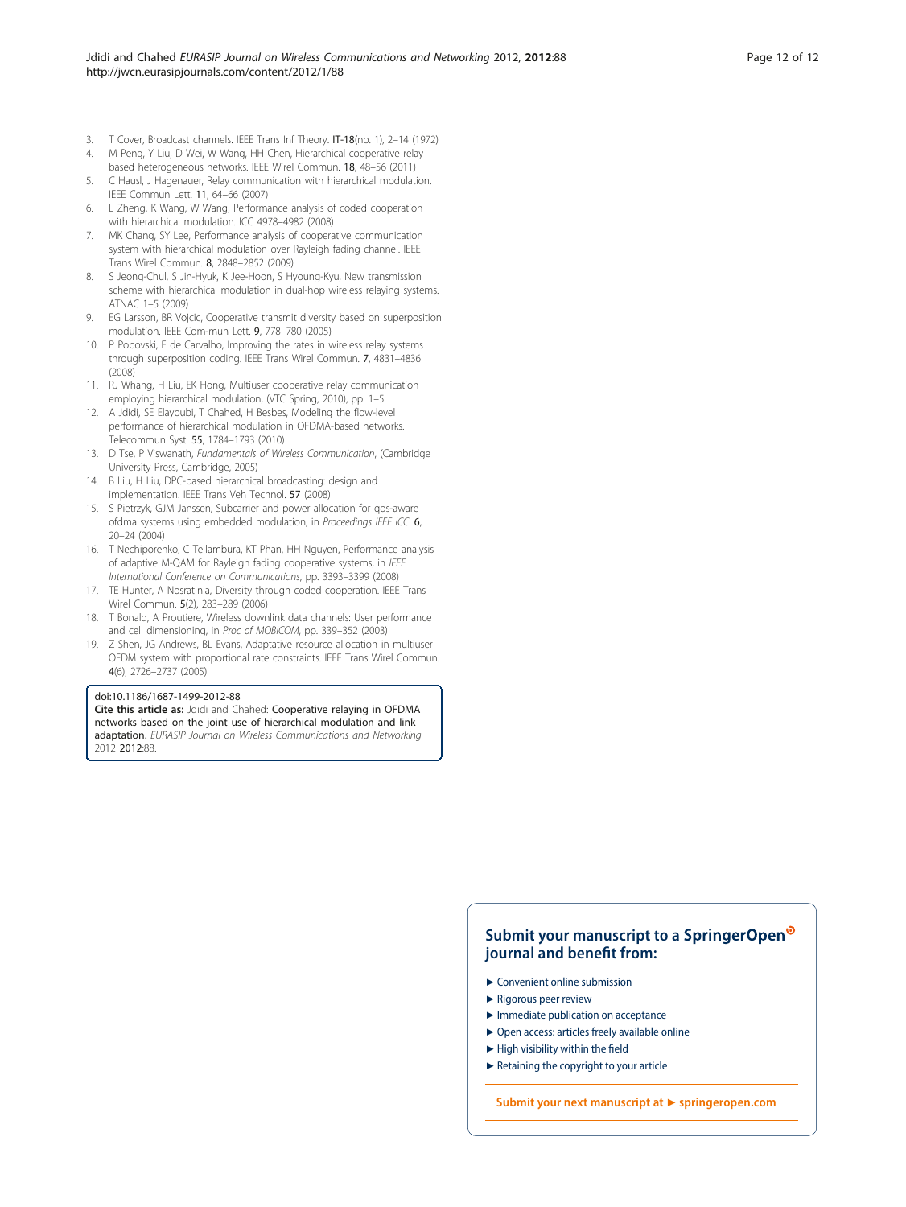3. T Cover, Broadcast channels. IEEE Trans Inf Theory. **IT-18**(no. 1), 2–14 (1972)
4. M Peng, Y Liu, D Wei, W Wang, HH Chen, Hierarchical cooperative relay based heterogeneous networks. IEEE Wirel Commun. **18**, 48–56 (2011)
5. C Hausl, J Hagenauer, Relay communication with hierarchical modulation. IEEE Commun Lett. **11**, 64–66 (2007)
6. L Zheng, K Wang, W Wang, Performance analysis of coded cooperation with hierarchical modulation. ICC 4978–4982 (2008)
7. MK Chang, SY Lee, Performance analysis of cooperative communication system with hierarchical modulation over Rayleigh fading channel. IEEE Trans Wirel Commun. **8**, 2848–2852 (2009)
8. S Jeong-Chul, S Jin-Hyuk, K Jee-Hoon, S Hyoung-Kyu, New transmission scheme with hierarchical modulation in dual-hop wireless relaying systems. ATNAC 1–5 (2009)
9. EG Larsson, BR Vojcic, Cooperative transmit diversity based on superposition modulation. IEEE Com-mun Lett. **9**, 778–780 (2005)
10. P Popovski, E de Carvalho, Improving the rates in wireless relay systems through superposition coding. IEEE Trans Wirel Commun. **7**, 4831–4836 (2008)
11. RJ Whang, H Liu, EK Hong, Multiuser cooperative relay communication employing hierarchical modulation, (VTC Spring, 2010), pp. 1–5
12. A Jdidi, SE Elayoubi, T Chahed, H Besbes, Modeling the flow-level performance of hierarchical modulation in OFDMA-based networks. Telecommun Syst. **55**, 1784–1793 (2010)
13. D Tse, P Viswanath, *Fundamentals of Wireless Communication*, (Cambridge University Press, Cambridge, 2005)
14. B Liu, H Liu, DPC-based hierarchical broadcasting: design and implementation. IEEE Trans Veh Technol. **57** (2008)
15. S Pietrzyk, GJM Janssen, Subcarrier and power allocation for qos-aware ofdma systems using embedded modulation, in *Proceedings IEEE ICC*. **6**, 20–24 (2004)
16. T Nechiporenko, C Tellambura, KT Phan, HH Nguyen, Performance analysis of adaptive M-QAM for Rayleigh fading cooperative systems, in *IEEE International Conference on Communications*, pp. 3393–3399 (2008)
17. TE Hunter, A Nosratinia, Diversity through coded cooperation. IEEE Trans Wirel Commun. **5**(2), 283–289 (2006)
18. T Bonald, A Proutiere, Wireless downlink data channels: User performance and cell dimensioning, in *Proc of MOBICOM*, pp. 339–352 (2003)
19. Z Shen, JG Andrews, BL Evans, Adaptative resource allocation in multiuser OFDM system with proportional rate constraints. IEEE Trans Wirel Commun. **4**(6), 2726–2737 (2005)

doi:10.1186/1687-1499-2012-88

**Cite this article as:** Jdidi and Chahed: Cooperative relaying in OFDMA networks based on the joint use of hierarchical modulation and link adaptation. *EURASIP Journal on Wireless Communications and Networking* 2012 **2012**:88.

**Submit your manuscript to a SpringerOpen journal and benefit from:**

- ► Convenient online submission
- ► Rigorous peer review
- ► Immediate publication on acceptance
- ► Open access: articles freely available online
- ► High visibility within the field
- ► Retaining the copyright to your article

**Submit your next manuscript at ► springeropen.com**